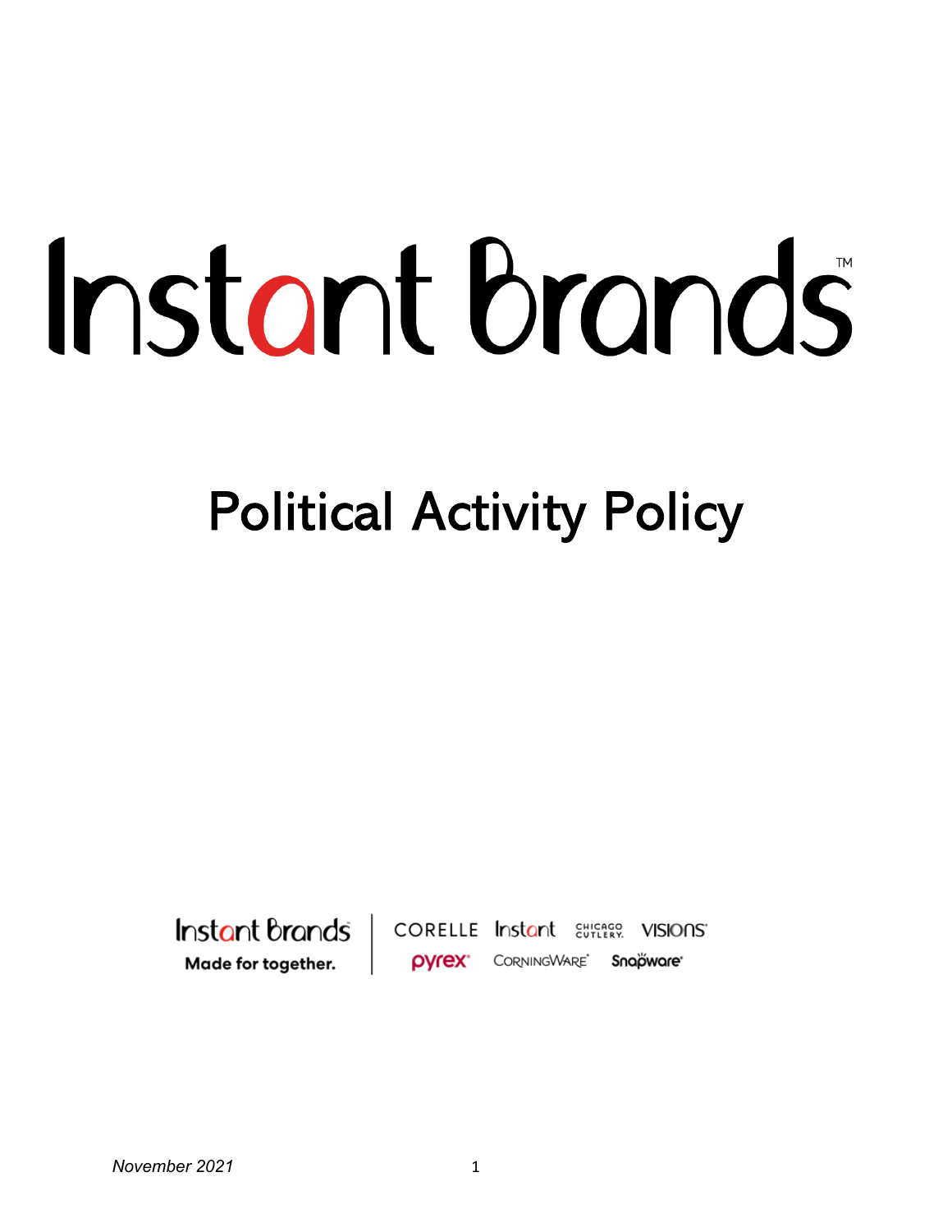# Instant Brands™

## Political Activity Policy

Instant Brands
Made for together.

CORELLE Instant CHICAGO CUTLERY VISIONS
pyrex CORNINGWARE Snapware

*November 2021*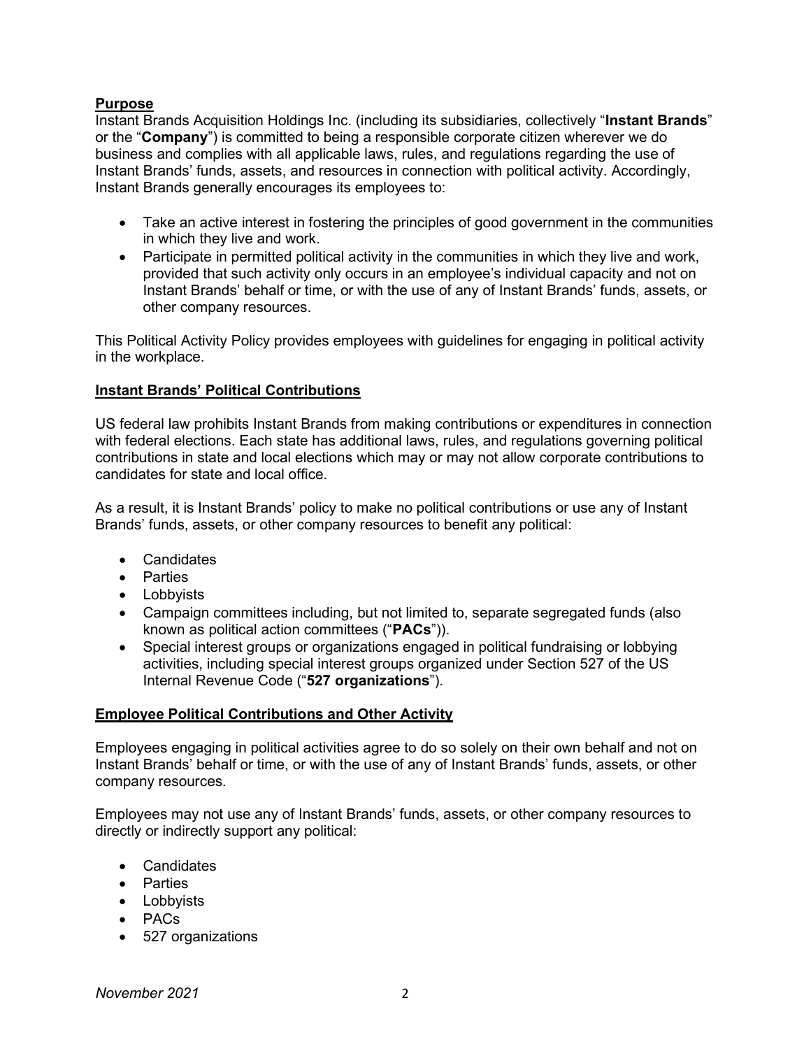## Purpose

Instant Brands Acquisition Holdings Inc. (including its subsidiaries, collectively "**Instant Brands**" or the "**Company**") is committed to being a responsible corporate citizen wherever we do business and complies with all applicable laws, rules, and regulations regarding the use of Instant Brands' funds, assets, and resources in connection with political activity. Accordingly, Instant Brands generally encourages its employees to:

- Take an active interest in fostering the principles of good government in the communities in which they live and work.
- Participate in permitted political activity in the communities in which they live and work, provided that such activity only occurs in an employee's individual capacity and not on Instant Brands' behalf or time, or with the use of any of Instant Brands' funds, assets, or other company resources.

This Political Activity Policy provides employees with guidelines for engaging in political activity in the workplace.

## Instant Brands' Political Contributions

US federal law prohibits Instant Brands from making contributions or expenditures in connection with federal elections. Each state has additional laws, rules, and regulations governing political contributions in state and local elections which may or may not allow corporate contributions to candidates for state and local office.

As a result, it is Instant Brands' policy to make no political contributions or use any of Instant Brands' funds, assets, or other company resources to benefit any political:

- Candidates
- Parties
- Lobbyists
- Campaign committees including, but not limited to, separate segregated funds (also known as political action committees ("**PACs**")).
- Special interest groups or organizations engaged in political fundraising or lobbying activities, including special interest groups organized under Section 527 of the US Internal Revenue Code ("**527 organizations**").

## Employee Political Contributions and Other Activity

Employees engaging in political activities agree to do so solely on their own behalf and not on Instant Brands' behalf or time, or with the use of any of Instant Brands' funds, assets, or other company resources.

Employees may not use any of Instant Brands' funds, assets, or other company resources to directly or indirectly support any political:

- Candidates
- Parties
- Lobbyists
- PACs
- 527 organizations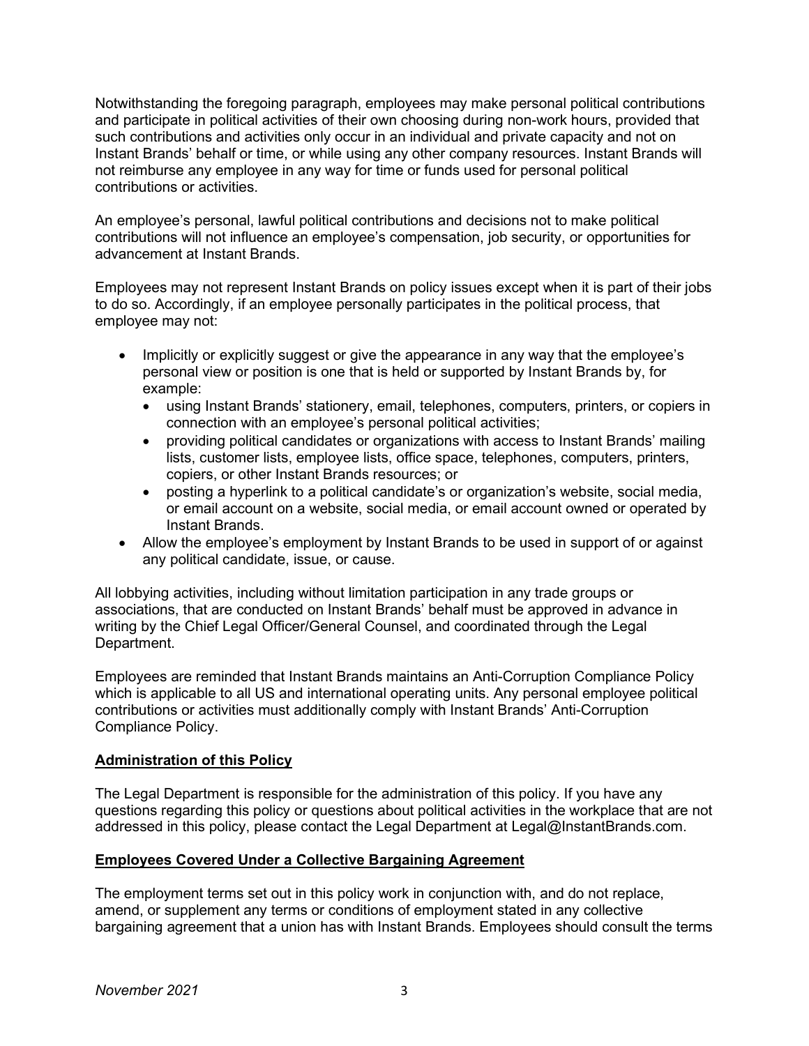Notwithstanding the foregoing paragraph, employees may make personal political contributions and participate in political activities of their own choosing during non-work hours, provided that such contributions and activities only occur in an individual and private capacity and not on Instant Brands' behalf or time, or while using any other company resources. Instant Brands will not reimburse any employee in any way for time or funds used for personal political contributions or activities.

An employee's personal, lawful political contributions and decisions not to make political contributions will not influence an employee's compensation, job security, or opportunities for advancement at Instant Brands.

Employees may not represent Instant Brands on policy issues except when it is part of their jobs to do so. Accordingly, if an employee personally participates in the political process, that employee may not:

- Implicitly or explicitly suggest or give the appearance in any way that the employee's personal view or position is one that is held or supported by Instant Brands by, for example:
  - using Instant Brands' stationery, email, telephones, computers, printers, or copiers in connection with an employee's personal political activities;
  - providing political candidates or organizations with access to Instant Brands' mailing lists, customer lists, employee lists, office space, telephones, computers, printers, copiers, or other Instant Brands resources; or
  - posting a hyperlink to a political candidate's or organization's website, social media, or email account on a website, social media, or email account owned or operated by Instant Brands.
- Allow the employee's employment by Instant Brands to be used in support of or against any political candidate, issue, or cause.

All lobbying activities, including without limitation participation in any trade groups or associations, that are conducted on Instant Brands' behalf must be approved in advance in writing by the Chief Legal Officer/General Counsel, and coordinated through the Legal Department.

Employees are reminded that Instant Brands maintains an Anti-Corruption Compliance Policy which is applicable to all US and international operating units. Any personal employee political contributions or activities must additionally comply with Instant Brands' Anti-Corruption Compliance Policy.

**Administration of this Policy**

The Legal Department is responsible for the administration of this policy. If you have any questions regarding this policy or questions about political activities in the workplace that are not addressed in this policy, please contact the Legal Department at Legal@InstantBrands.com.

**Employees Covered Under a Collective Bargaining Agreement**

The employment terms set out in this policy work in conjunction with, and do not replace, amend, or supplement any terms or conditions of employment stated in any collective bargaining agreement that a union has with Instant Brands. Employees should consult the terms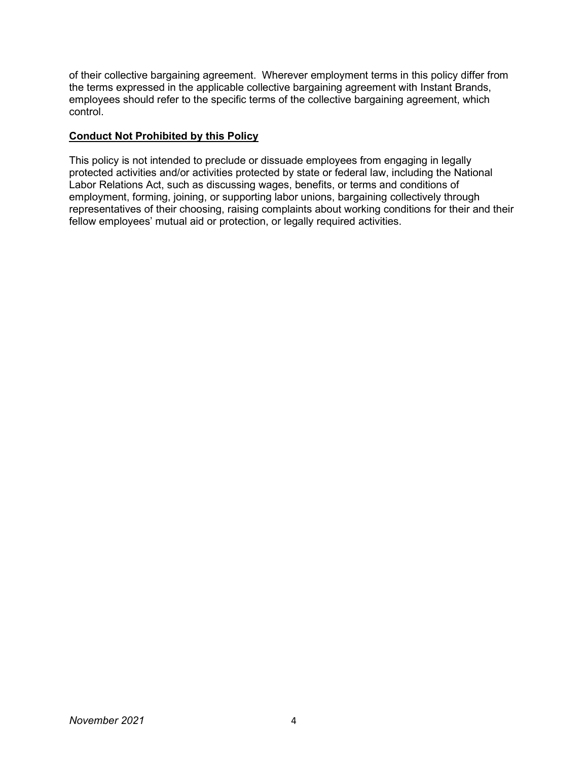of their collective bargaining agreement. Wherever employment terms in this policy differ from the terms expressed in the applicable collective bargaining agreement with Instant Brands, employees should refer to the specific terms of the collective bargaining agreement, which control.

**Conduct Not Prohibited by this Policy**

This policy is not intended to preclude or dissuade employees from engaging in legally protected activities and/or activities protected by state or federal law, including the National Labor Relations Act, such as discussing wages, benefits, or terms and conditions of employment, forming, joining, or supporting labor unions, bargaining collectively through representatives of their choosing, raising complaints about working conditions for their and their fellow employees' mutual aid or protection, or legally required activities.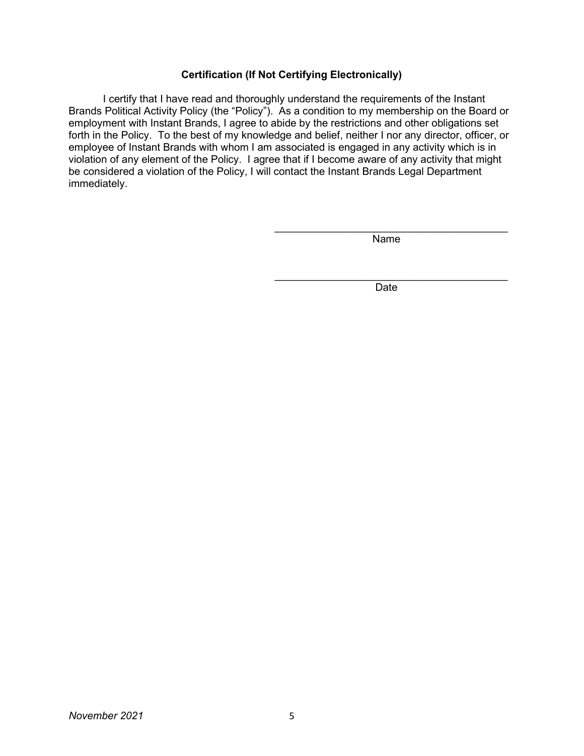**Certification (If Not Certifying Electronically)**

I certify that I have read and thoroughly understand the requirements of the Instant Brands Political Activity Policy (the "Policy"). As a condition to my membership on the Board or employment with Instant Brands, I agree to abide by the restrictions and other obligations set forth in the Policy. To the best of my knowledge and belief, neither I nor any director, officer, or employee of Instant Brands with whom I am associated is engaged in any activity which is in violation of any element of the Policy. I agree that if I become aware of any activity that might be considered a violation of the Policy, I will contact the Instant Brands Legal Department immediately.

\_\_\_\_\_\_\_\_\_\_\_\_\_\_\_\_\_\_\_\_\_\_\_\_\_\_\_\_\_\_\_\_\_\_\_\_\_\_\_\_\_\_

Name

\_\_\_\_\_\_\_\_\_\_\_\_\_\_\_\_\_\_\_\_\_\_\_\_\_\_\_\_\_\_\_\_\_\_\_\_\_\_\_\_\_\_

Date

*November 2021*